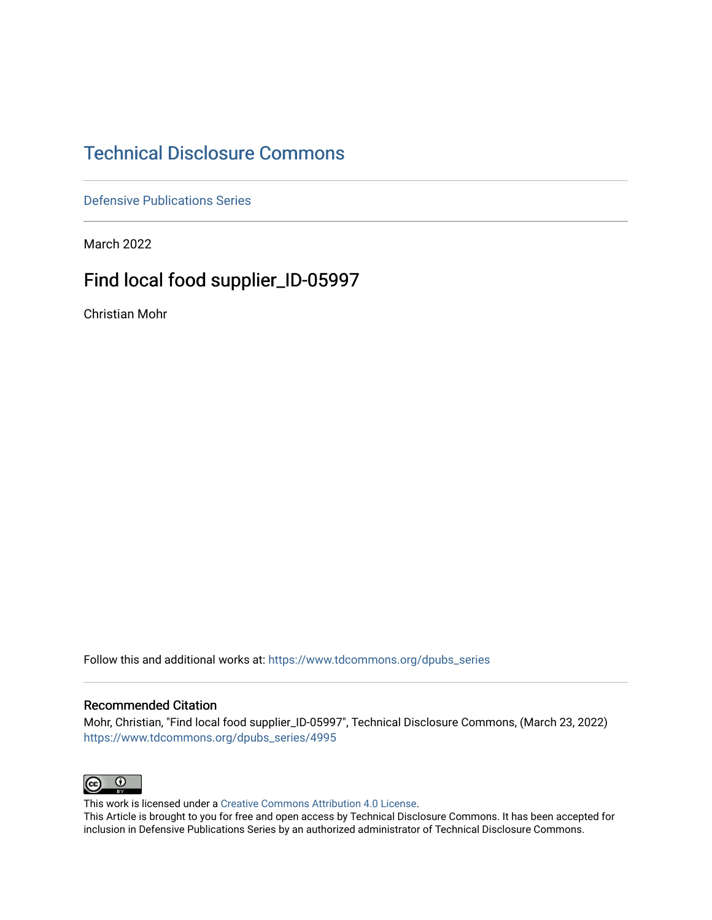# Technical Disclosure Commons

Defensive Publications Series

March 2022

## Find local food supplier_ID-05997

Christian Mohr

Follow this and additional works at: https://www.tdcommons.org/dpubs_series

### Recommended Citation

Mohr, Christian, "Find local food supplier_ID-05997", Technical Disclosure Commons, (March 23, 2022)
https://www.tdcommons.org/dpubs_series/4995

This work is licensed under a Creative Commons Attribution 4.0 License.
This Article is brought to you for free and open access by Technical Disclosure Commons. It has been accepted for inclusion in Defensive Publications Series by an authorized administrator of Technical Disclosure Commons.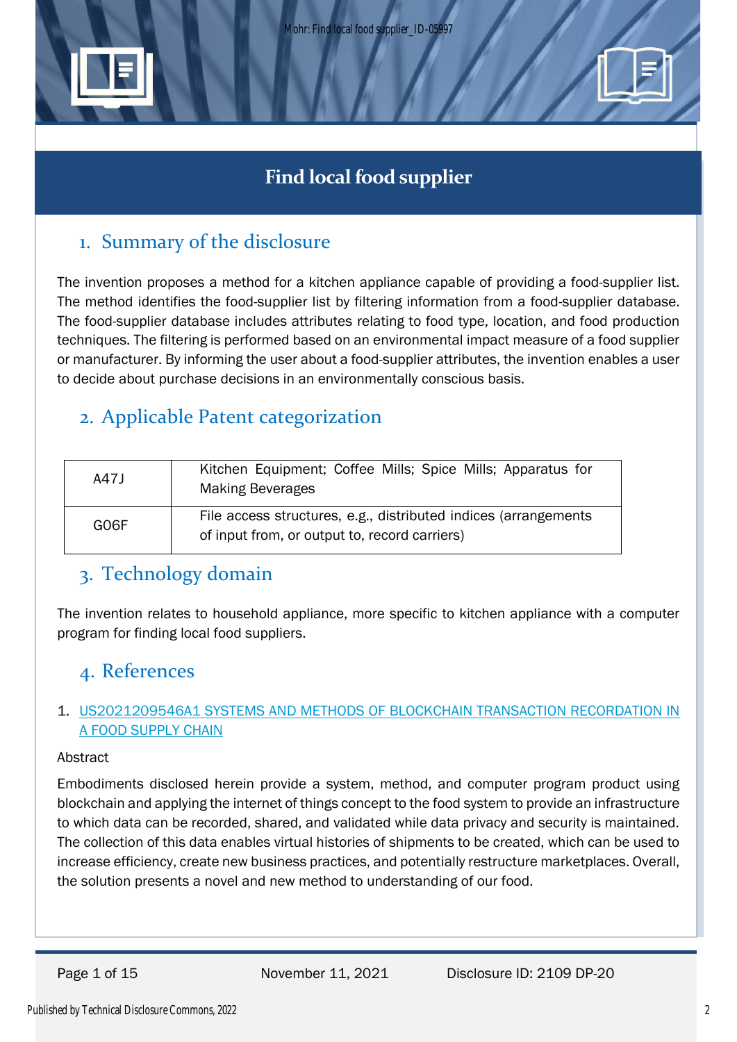# Find local food supplier

## 1. Summary of the disclosure

The invention proposes a method for a kitchen appliance capable of providing a food-supplier list. The method identifies the food-supplier list by filtering information from a food-supplier database. The food-supplier database includes attributes relating to food type, location, and food production techniques. The filtering is performed based on an environmental impact measure of a food supplier or manufacturer. By informing the user about a food-supplier attributes, the invention enables a user to decide about purchase decisions in an environmentally conscious basis.

## 2. Applicable Patent categorization

| | |
|---|---|
| A47J | Kitchen Equipment; Coffee Mills; Spice Mills; Apparatus for Making Beverages |
| G06F | File access structures, e.g., distributed indices (arrangements of input from, or output to, record carriers) |

## 3. Technology domain

The invention relates to household appliance, more specific to kitchen appliance with a computer program for finding local food suppliers.

## 4. References

1. US2021209546A1 SYSTEMS AND METHODS OF BLOCKCHAIN TRANSACTION RECORDATION IN A FOOD SUPPLY CHAIN

Abstract

Embodiments disclosed herein provide a system, method, and computer program product using blockchain and applying the internet of things concept to the food system to provide an infrastructure to which data can be recorded, shared, and validated while data privacy and security is maintained. The collection of this data enables virtual histories of shipments to be created, which can be used to increase efficiency, create new business practices, and potentially restructure marketplaces. Overall, the solution presents a novel and new method to understanding of our food.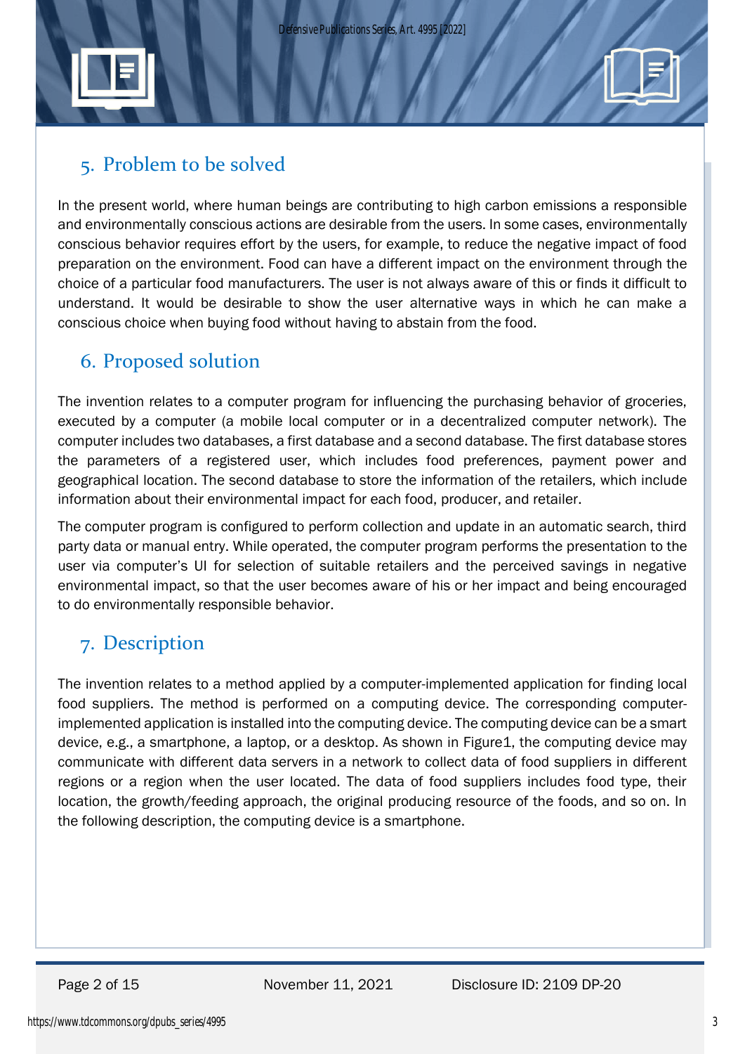## 5. Problem to be solved

In the present world, where human beings are contributing to high carbon emissions a responsible and environmentally conscious actions are desirable from the users. In some cases, environmentally conscious behavior requires effort by the users, for example, to reduce the negative impact of food preparation on the environment. Food can have a different impact on the environment through the choice of a particular food manufacturers. The user is not always aware of this or finds it difficult to understand. It would be desirable to show the user alternative ways in which he can make a conscious choice when buying food without having to abstain from the food.

## 6. Proposed solution

The invention relates to a computer program for influencing the purchasing behavior of groceries, executed by a computer (a mobile local computer or in a decentralized computer network). The computer includes two databases, a first database and a second database. The first database stores the parameters of a registered user, which includes food preferences, payment power and geographical location. The second database to store the information of the retailers, which include information about their environmental impact for each food, producer, and retailer.

The computer program is configured to perform collection and update in an automatic search, third party data or manual entry. While operated, the computer program performs the presentation to the user via computer's UI for selection of suitable retailers and the perceived savings in negative environmental impact, so that the user becomes aware of his or her impact and being encouraged to do environmentally responsible behavior.

## 7. Description

The invention relates to a method applied by a computer-implemented application for finding local food suppliers. The method is performed on a computing device. The corresponding computer-implemented application is installed into the computing device. The computing device can be a smart device, e.g., a smartphone, a laptop, or a desktop. As shown in Figure1, the computing device may communicate with different data servers in a network to collect data of food suppliers in different regions or a region when the user located. The data of food suppliers includes food type, their location, the growth/feeding approach, the original producing resource of the foods, and so on. In the following description, the computing device is a smartphone.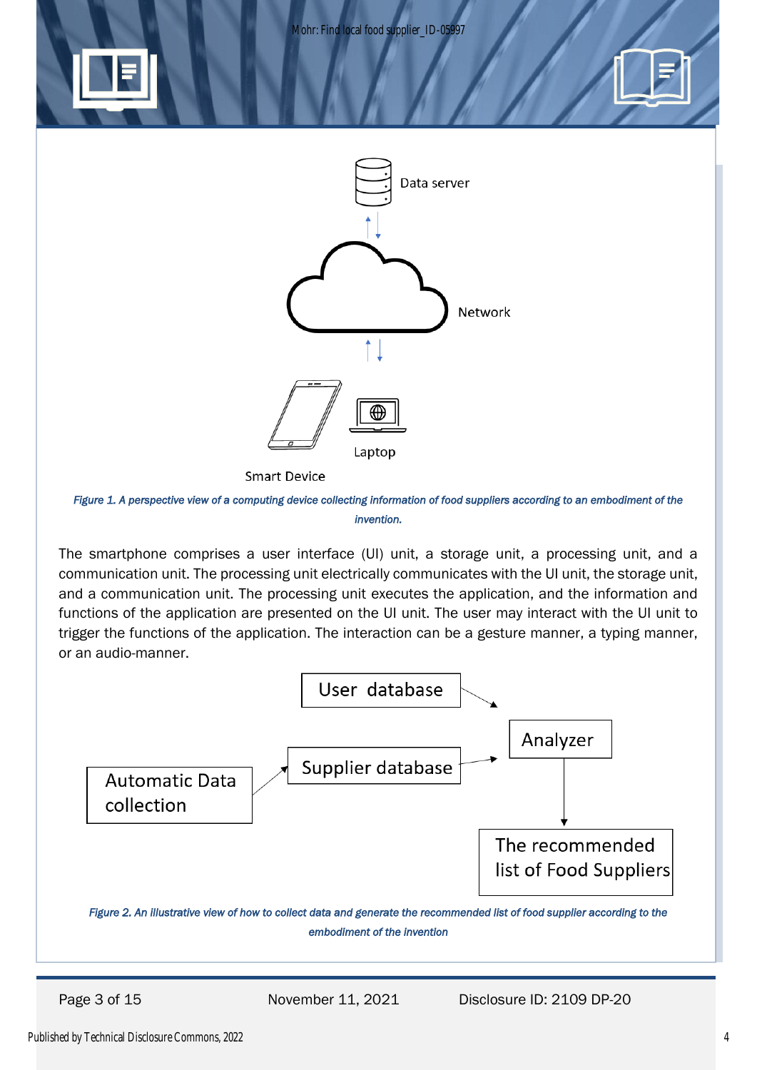Data server

Network

Laptop

Smart Device

*Figure 1. A perspective view of a computing device collecting information of food suppliers according to an embodiment of the invention.*

The smartphone comprises a user interface (UI) unit, a storage unit, a processing unit, and a communication unit. The processing unit electrically communicates with the UI unit, the storage unit, and a communication unit. The processing unit executes the application, and the information and functions of the application are presented on the UI unit. The user may interact with the UI unit to trigger the functions of the application. The interaction can be a gesture manner, a typing manner, or an audio-manner.

User database

Analyzer

Automatic Data collection

Supplier database

The recommended list of Food Suppliers

*Figure 2. An illustrative view of how to collect data and generate the recommended list of food supplier according to the embodiment of the invention*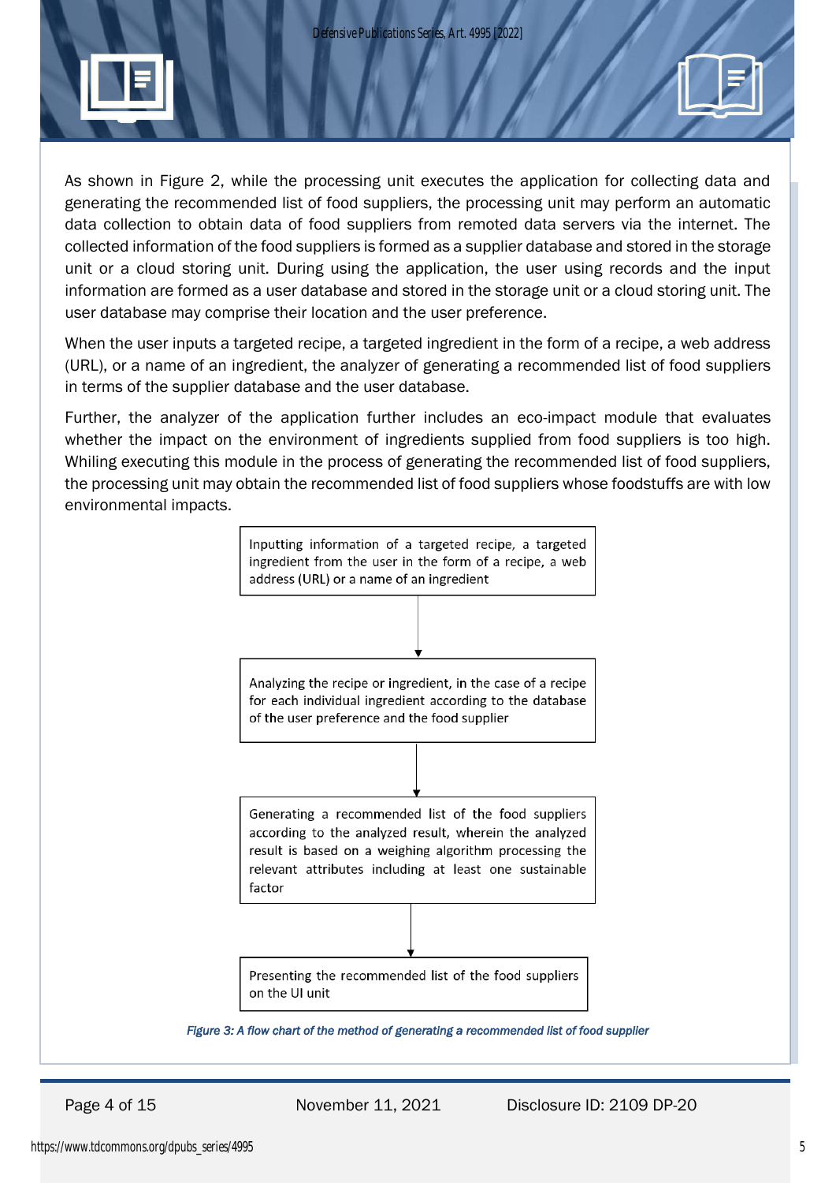As shown in Figure 2, while the processing unit executes the application for collecting data and generating the recommended list of food suppliers, the processing unit may perform an automatic data collection to obtain data of food suppliers from remoted data servers via the internet. The collected information of the food suppliers is formed as a supplier database and stored in the storage unit or a cloud storing unit. During using the application, the user using records and the input information are formed as a user database and stored in the storage unit or a cloud storing unit. The user database may comprise their location and the user preference.

When the user inputs a targeted recipe, a targeted ingredient in the form of a recipe, a web address (URL), or a name of an ingredient, the analyzer of generating a recommended list of food suppliers in terms of the supplier database and the user database.

Further, the analyzer of the application further includes an eco-impact module that evaluates whether the impact on the environment of ingredients supplied from food suppliers is too high. Whiling executing this module in the process of generating the recommended list of food suppliers, the processing unit may obtain the recommended list of food suppliers whose foodstuffs are with low environmental impacts.

Inputting information of a targeted recipe, a targeted ingredient from the user in the form of a recipe, a web address (URL) or a name of an ingredient

↓

Analyzing the recipe or ingredient, in the case of a recipe for each individual ingredient according to the database of the user preference and the food supplier

↓

Generating a recommended list of the food suppliers according to the analyzed result, wherein the analyzed result is based on a weighing algorithm processing the relevant attributes including at least one sustainable factor

↓

Presenting the recommended list of the food suppliers on the UI unit

*Figure 3: A flow chart of the method of generating a recommended list of food supplier*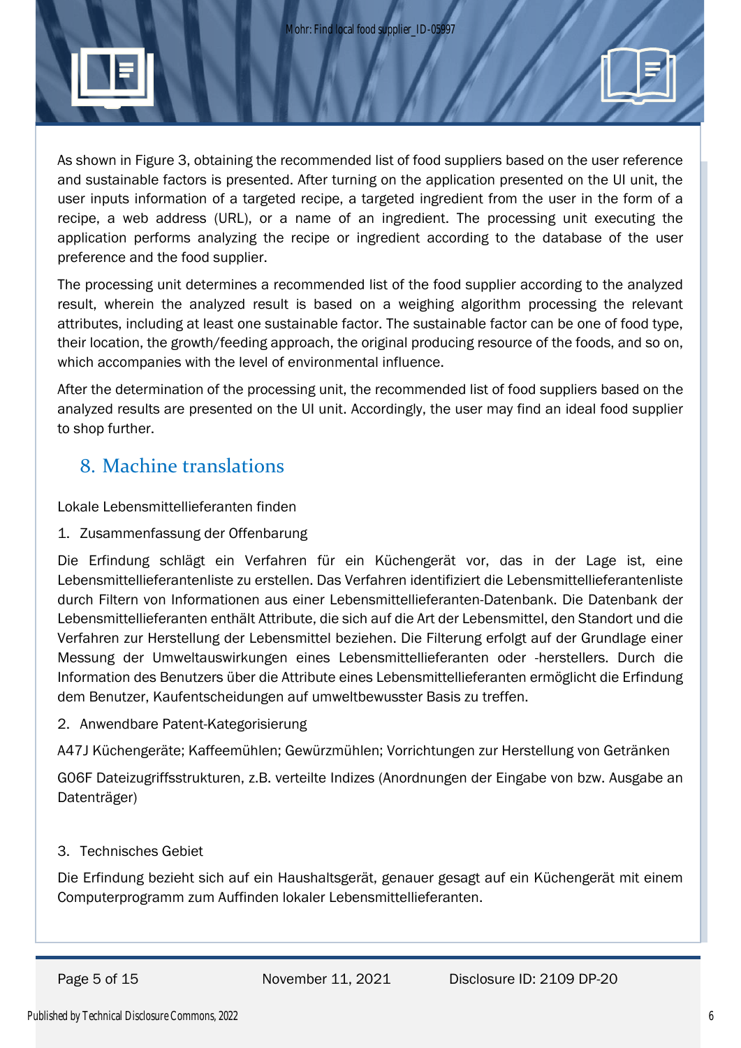As shown in Figure 3, obtaining the recommended list of food suppliers based on the user reference and sustainable factors is presented. After turning on the application presented on the UI unit, the user inputs information of a targeted recipe, a targeted ingredient from the user in the form of a recipe, a web address (URL), or a name of an ingredient. The processing unit executing the application performs analyzing the recipe or ingredient according to the database of the user preference and the food supplier.

The processing unit determines a recommended list of the food supplier according to the analyzed result, wherein the analyzed result is based on a weighing algorithm processing the relevant attributes, including at least one sustainable factor. The sustainable factor can be one of food type, their location, the growth/feeding approach, the original producing resource of the foods, and so on, which accompanies with the level of environmental influence.

After the determination of the processing unit, the recommended list of food suppliers based on the analyzed results are presented on the UI unit. Accordingly, the user may find an ideal food supplier to shop further.

## 8. Machine translations

Lokale Lebensmittellieferanten finden

1. Zusammenfassung der Offenbarung

Die Erfindung schlägt ein Verfahren für ein Küchengerät vor, das in der Lage ist, eine Lebensmittellieferantenliste zu erstellen. Das Verfahren identifiziert die Lebensmittellieferantenliste durch Filtern von Informationen aus einer Lebensmittellieferanten-Datenbank. Die Datenbank der Lebensmittellieferanten enthält Attribute, die sich auf die Art der Lebensmittel, den Standort und die Verfahren zur Herstellung der Lebensmittel beziehen. Die Filterung erfolgt auf der Grundlage einer Messung der Umweltauswirkungen eines Lebensmittellieferanten oder -herstellers. Durch die Information des Benutzers über die Attribute eines Lebensmittellieferanten ermöglicht die Erfindung dem Benutzer, Kaufentscheidungen auf umweltbewusster Basis zu treffen.

2. Anwendbare Patent-Kategorisierung

A47J Küchengeräte; Kaffeemühlen; Gewürzmühlen; Vorrichtungen zur Herstellung von Getränken

G06F Dateizugriffsstrukturen, z.B. verteilte Indizes (Anordnungen der Eingabe von bzw. Ausgabe an Datenträger)

3. Technisches Gebiet

Die Erfindung bezieht sich auf ein Haushaltsgerät, genauer gesagt auf ein Küchengerät mit einem Computerprogramm zum Auffinden lokaler Lebensmittellieferanten.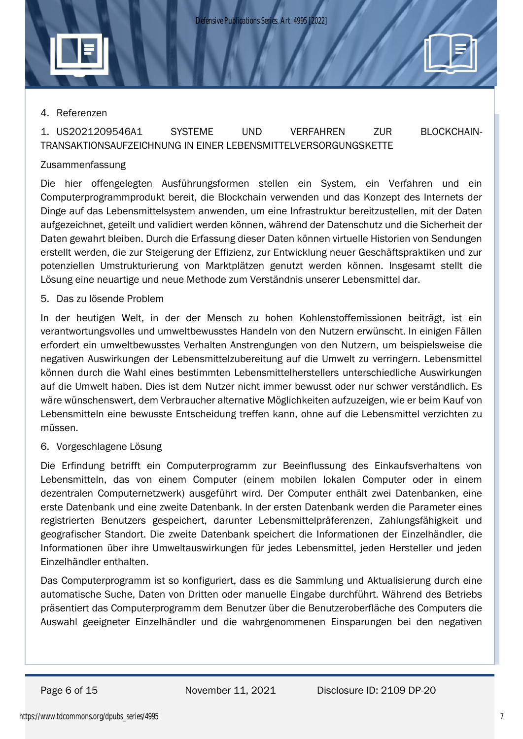## 4. Referenzen

1. US2021209546A1 SYSTEME UND VERFAHREN ZUR BLOCKCHAIN-TRANSAKTIONSAUFZEICHNUNG IN EINER LEBENSMITTELVERSORGUNGSKETTE

Zusammenfassung

Die hier offengelegten Ausführungsformen stellen ein System, ein Verfahren und ein Computerprogrammprodukt bereit, die Blockchain verwenden und das Konzept des Internets der Dinge auf das Lebensmittelsystem anwenden, um eine Infrastruktur bereitzustellen, mit der Daten aufgezeichnet, geteilt und validiert werden können, während der Datenschutz und die Sicherheit der Daten gewahrt bleiben. Durch die Erfassung dieser Daten können virtuelle Historien von Sendungen erstellt werden, die zur Steigerung der Effizienz, zur Entwicklung neuer Geschäftspraktiken und zur potenziellen Umstrukturierung von Marktplätzen genutzt werden können. Insgesamt stellt die Lösung eine neuartige und neue Methode zum Verständnis unserer Lebensmittel dar.

## 5. Das zu lösende Problem

In der heutigen Welt, in der der Mensch zu hohen Kohlenstoffemissionen beiträgt, ist ein verantwortungsvolles und umweltbewusstes Handeln von den Nutzern erwünscht. In einigen Fällen erfordert ein umweltbewusstes Verhalten Anstrengungen von den Nutzern, um beispielsweise die negativen Auswirkungen der Lebensmittelzubereitung auf die Umwelt zu verringern. Lebensmittel können durch die Wahl eines bestimmten Lebensmittelherstellers unterschiedliche Auswirkungen auf die Umwelt haben. Dies ist dem Nutzer nicht immer bewusst oder nur schwer verständlich. Es wäre wünschenswert, dem Verbraucher alternative Möglichkeiten aufzuzeigen, wie er beim Kauf von Lebensmitteln eine bewusste Entscheidung treffen kann, ohne auf die Lebensmittel verzichten zu müssen.

## 6. Vorgeschlagene Lösung

Die Erfindung betrifft ein Computerprogramm zur Beeinflussung des Einkaufsverhaltens von Lebensmitteln, das von einem Computer (einem mobilen lokalen Computer oder in einem dezentralen Computernetzwerk) ausgeführt wird. Der Computer enthält zwei Datenbanken, eine erste Datenbank und eine zweite Datenbank. In der ersten Datenbank werden die Parameter eines registrierten Benutzers gespeichert, darunter Lebensmittelpräferenzen, Zahlungsfähigkeit und geografischer Standort. Die zweite Datenbank speichert die Informationen der Einzelhändler, die Informationen über ihre Umweltauswirkungen für jedes Lebensmittel, jeden Hersteller und jeden Einzelhändler enthalten.

Das Computerprogramm ist so konfiguriert, dass es die Sammlung und Aktualisierung durch eine automatische Suche, Daten von Dritten oder manuelle Eingabe durchführt. Während des Betriebs präsentiert das Computerprogramm dem Benutzer über die Benutzeroberfläche des Computers die Auswahl geeigneter Einzelhändler und die wahrgenommenen Einsparungen bei den negativen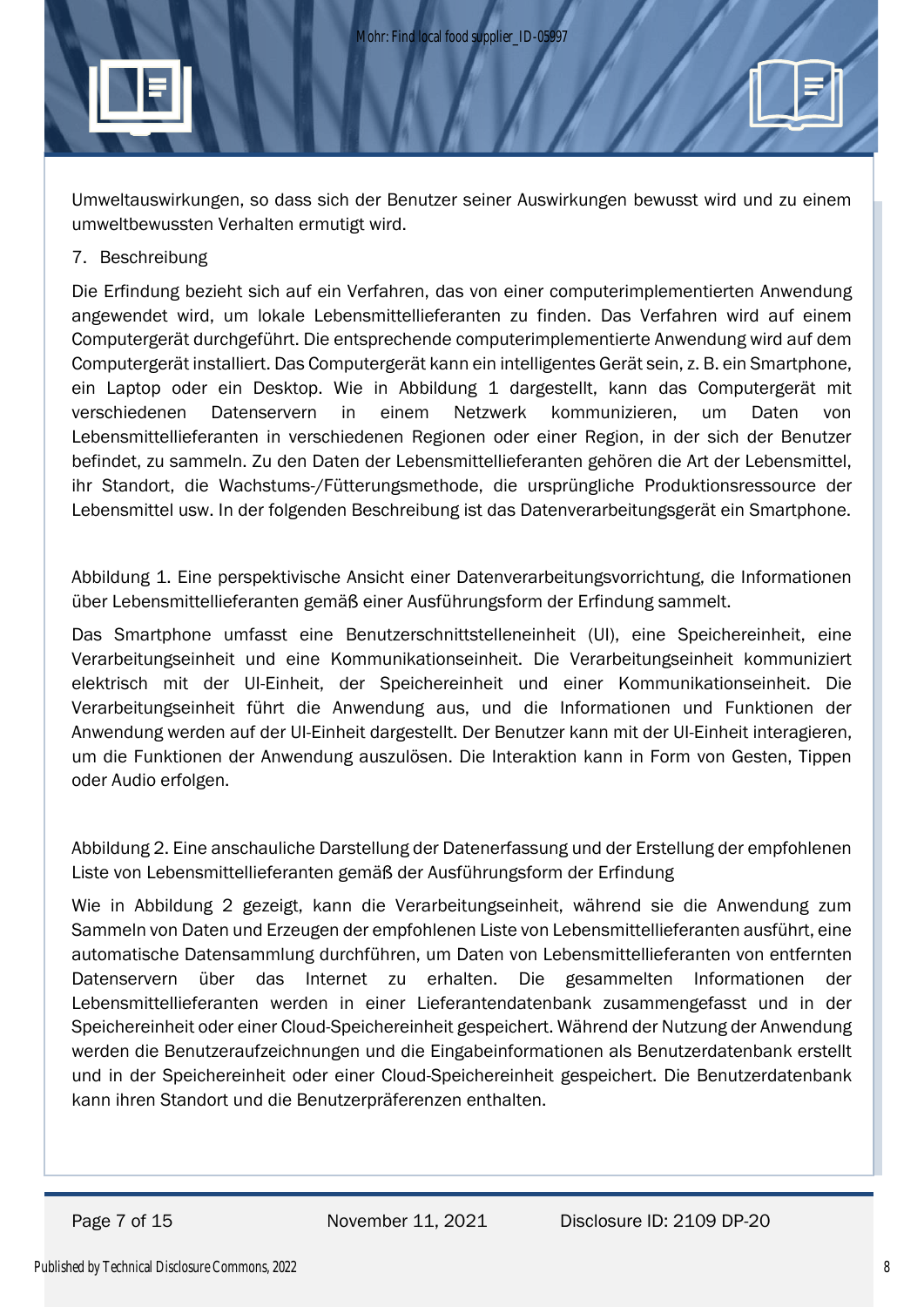Umweltauswirkungen, so dass sich der Benutzer seiner Auswirkungen bewusst wird und zu einem umweltbewussten Verhalten ermutigt wird.

7. Beschreibung

Die Erfindung bezieht sich auf ein Verfahren, das von einer computerimplementierten Anwendung angewendet wird, um lokale Lebensmittellieferanten zu finden. Das Verfahren wird auf einem Computergerät durchgeführt. Die entsprechende computerimplementierte Anwendung wird auf dem Computergerät installiert. Das Computergerät kann ein intelligentes Gerät sein, z. B. ein Smartphone, ein Laptop oder ein Desktop. Wie in Abbildung 1 dargestellt, kann das Computergerät mit verschiedenen Datenservern in einem Netzwerk kommunizieren, um Daten von Lebensmittellieferanten in verschiedenen Regionen oder einer Region, in der sich der Benutzer befindet, zu sammeln. Zu den Daten der Lebensmittellieferanten gehören die Art der Lebensmittel, ihr Standort, die Wachstums-/Fütterungsmethode, die ursprüngliche Produktionsressource der Lebensmittel usw. In der folgenden Beschreibung ist das Datenverarbeitungsgerät ein Smartphone.

Abbildung 1. Eine perspektivische Ansicht einer Datenverarbeitungsvorrichtung, die Informationen über Lebensmittellieferanten gemäß einer Ausführungsform der Erfindung sammelt.

Das Smartphone umfasst eine Benutzerschnittstelleneinheit (UI), eine Speichereinheit, eine Verarbeitungseinheit und eine Kommunikationseinheit. Die Verarbeitungseinheit kommuniziert elektrisch mit der UI-Einheit, der Speichereinheit und einer Kommunikationseinheit. Die Verarbeitungseinheit führt die Anwendung aus, und die Informationen und Funktionen der Anwendung werden auf der UI-Einheit dargestellt. Der Benutzer kann mit der UI-Einheit interagieren, um die Funktionen der Anwendung auszulösen. Die Interaktion kann in Form von Gesten, Tippen oder Audio erfolgen.

Abbildung 2. Eine anschauliche Darstellung der Datenerfassung und der Erstellung der empfohlenen Liste von Lebensmittellieferanten gemäß der Ausführungsform der Erfindung

Wie in Abbildung 2 gezeigt, kann die Verarbeitungseinheit, während sie die Anwendung zum Sammeln von Daten und Erzeugen der empfohlenen Liste von Lebensmittellieferanten ausführt, eine automatische Datensammlung durchführen, um Daten von Lebensmittellieferanten von entfernten Datenservern über das Internet zu erhalten. Die gesammelten Informationen der Lebensmittellieferanten werden in einer Lieferantendatenbank zusammengefasst und in der Speichereinheit oder einer Cloud-Speichereinheit gespeichert. Während der Nutzung der Anwendung werden die Benutzeraufzeichnungen und die Eingabeinformationen als Benutzerdatenbank erstellt und in der Speichereinheit oder einer Cloud-Speichereinheit gespeichert. Die Benutzerdatenbank kann ihren Standort und die Benutzerpräferenzen enthalten.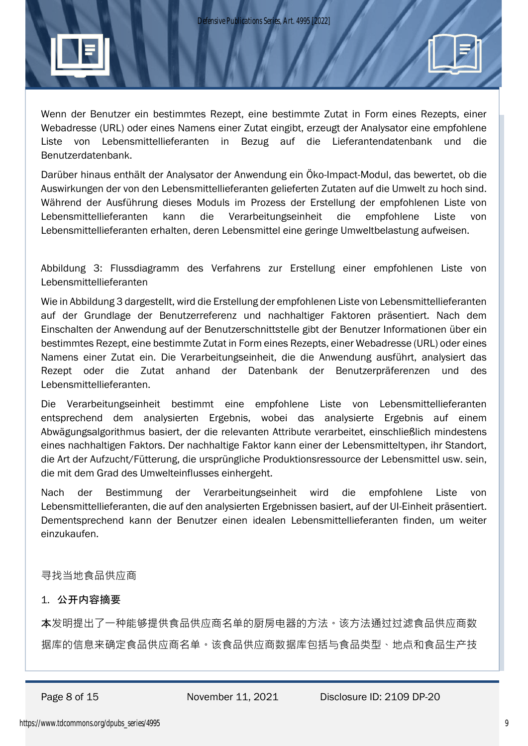Wenn der Benutzer ein bestimmtes Rezept, eine bestimmte Zutat in Form eines Rezepts, einer Webadresse (URL) oder eines Namens einer Zutat eingibt, erzeugt der Analysator eine empfohlene Liste von Lebensmittellieferanten in Bezug auf die Lieferantendatenbank und die Benutzerdatenbank.

Darüber hinaus enthält der Analysator der Anwendung ein Öko-Impact-Modul, das bewertet, ob die Auswirkungen der von den Lebensmittellieferanten gelieferten Zutaten auf die Umwelt zu hoch sind. Während der Ausführung dieses Moduls im Prozess der Erstellung der empfohlenen Liste von Lebensmittellieferanten kann die Verarbeitungseinheit die empfohlene Liste von Lebensmittellieferanten erhalten, deren Lebensmittel eine geringe Umweltbelastung aufweisen.

Abbildung 3: Flussdiagramm des Verfahrens zur Erstellung einer empfohlenen Liste von Lebensmittellieferanten

Wie in Abbildung 3 dargestellt, wird die Erstellung der empfohlenen Liste von Lebensmittellieferanten auf der Grundlage der Benutzerreferenz und nachhaltiger Faktoren präsentiert. Nach dem Einschalten der Anwendung auf der Benutzerschnittstelle gibt der Benutzer Informationen über ein bestimmtes Rezept, eine bestimmte Zutat in Form eines Rezepts, einer Webadresse (URL) oder eines Namens einer Zutat ein. Die Verarbeitungseinheit, die die Anwendung ausführt, analysiert das Rezept oder die Zutat anhand der Datenbank der Benutzerpräferenzen und des Lebensmittellieferanten.

Die Verarbeitungseinheit bestimmt eine empfohlene Liste von Lebensmittellieferanten entsprechend dem analysierten Ergebnis, wobei das analysierte Ergebnis auf einem Abwägungsalgorithmus basiert, der die relevanten Attribute verarbeitet, einschließlich mindestens eines nachhaltigen Faktors. Der nachhaltige Faktor kann einer der Lebensmitteltypen, ihr Standort, die Art der Aufzucht/Fütterung, die ursprüngliche Produktionsressource der Lebensmittel usw. sein, die mit dem Grad des Umwelteinflusses einhergeht.

Nach der Bestimmung der Verarbeitungseinheit wird die empfohlene Liste von Lebensmittellieferanten, die auf den analysierten Ergebnissen basiert, auf der UI-Einheit präsentiert. Dementsprechend kann der Benutzer einen idealen Lebensmittellieferanten finden, um weiter einzukaufen.

寻找当地食品供应商

1. **公开内容摘要**

**本**发明提出了一种能够提供食品供应商名单的厨房电器的方法。该方法通过过滤食品供应商数据库的信息来确定食品供应商名单。该食品供应商数据库包括与食品类型、地点和食品生产技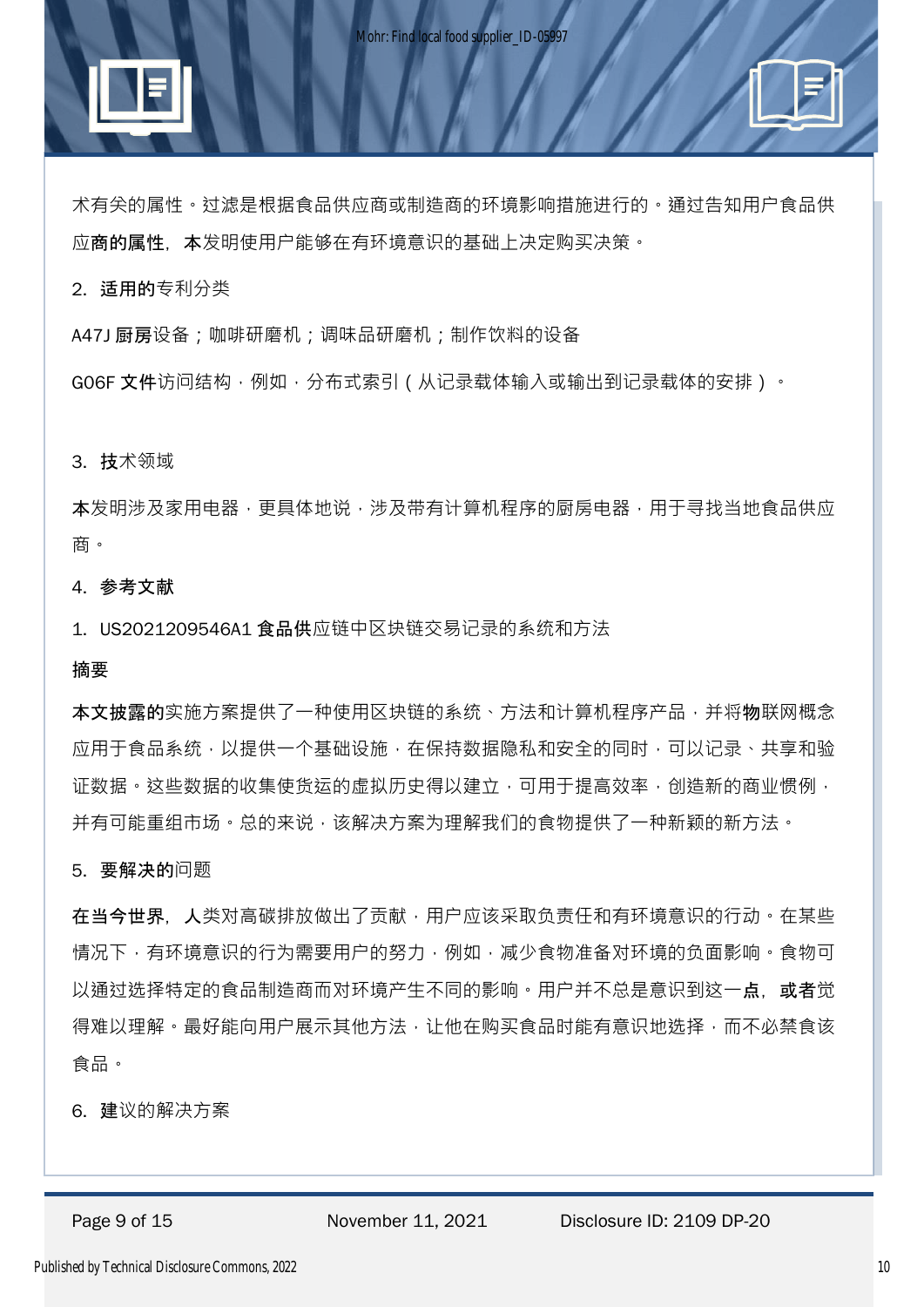术有关的属性。过滤是根据食品供应商或制造商的环境影响措施进行的。通过告知用户食品供应商的属性，本发明使用户能够在有环境意识的基础上决定购买决策。

2. 适用的专利分类

A47J 厨房设备；咖啡研磨机；调味品研磨机；制作饮料的设备

G06F 文件访问结构，例如，分布式索引（从记录载体输入或输出到记录载体的安排）。

3. 技术领域

本发明涉及家用电器，更具体地说，涉及带有计算机程序的厨房电器，用于寻找当地食品供应商。

4. 参考文献

1. US2021209546A1 食品供应链中区块链交易记录的系统和方法

**摘要**

本文披露的实施方案提供了一种使用区块链的系统、方法和计算机程序产品，并将物联网概念应用于食品系统，以提供一个基础设施，在保持数据隐私和安全的同时，可以记录、共享和验证数据。这些数据的收集使货运的虚拟历史得以建立，可用于提高效率，创造新的商业惯例，并有可能重组市场。总的来说，该解决方案为理解我们的食物提供了一种新颖的新方法。

5. 要解决的问题

在当今世界，人类对高碳排放做出了贡献，用户应该采取负责任和有环境意识的行动。在某些情况下，有环境意识的行为需要用户的努力，例如，减少食物准备对环境的负面影响。食物可以通过选择特定的食品制造商而对环境产生不同的影响。用户并不总是意识到这一点，或者觉得难以理解。最好能向用户展示其他方法，让他在购买食品时能有意识地选择，而不必禁食该食品。

6. 建议的解决方案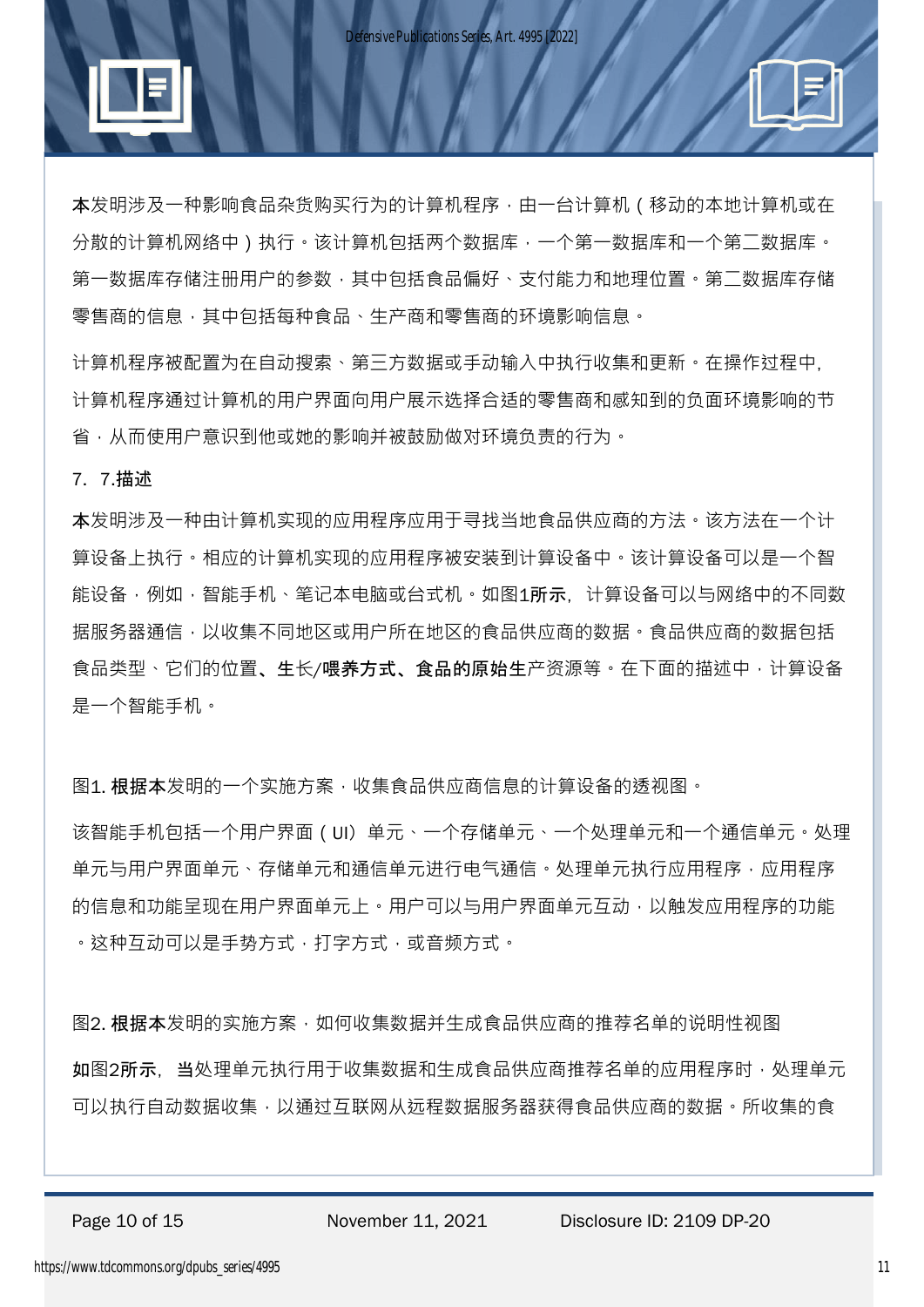**本**发明涉及一种影响食品杂货购买行为的计算机程序，由一台计算机（移动的本地计算机或在分散的计算机网络中）执行。该计算机包括两个数据库，一个第一数据库和一个第二数据库。第一数据库存储注册用户的参数，其中包括食品偏好、支付能力和地理位置。第二数据库存储零售商的信息，其中包括每种食品、生产商和零售商的环境影响信息。

计算机程序被配置为在自动搜索、第三方数据或手动输入中执行收集和更新。在操作过程中，计算机程序通过计算机的用户界面向用户展示选择合适的零售商和感知到的负面环境影响的节省，从而使用户意识到他或她的影响并被鼓励做对环境负责的行为。

7. 7.描述

**本**发明涉及一种由计算机实现的应用程序应用于寻找当地食品供应商的方法。该方法在一个计算设备上执行。相应的计算机实现的应用程序被安装到计算设备中。该计算设备可以是一个智能设备，例如，智能手机、笔记本电脑或台式机。如图**1**所示，计算设备可以与网络中的不同数据服务器通信，以收集不同地区或用户所在地区的食品供应商的数据。食品供应商的数据包括食品类型、它们的位置**、生长/喂养方式、食品的原始生**产资源等。在下面的描述中，计算设备是一个智能手机。

图1. **根据本**发明的一个实施方案，收集食品供应商信息的计算设备的透视图。

该智能手机包括一个用户界面（UI）单元、一个存储单元、一个处理单元和一个通信单元。处理单元与用户界面单元、存储单元和通信单元进行电气通信。处理单元执行应用程序，应用程序的信息和功能呈现在用户界面单元上。用户可以与用户界面单元互动，以触发应用程序的功能。这种互动可以是手势方式，打字方式，或音频方式。

图2. **根据本**发明的实施方案，如何收集数据并生成食品供应商的推荐名单的说明性视图

**如图2所示，当**处理单元执行用于收集数据和生成食品供应商推荐名单的应用程序时，处理单元可以执行自动数据收集，以通过互联网从远程数据服务器获得食品供应商的数据。所收集的食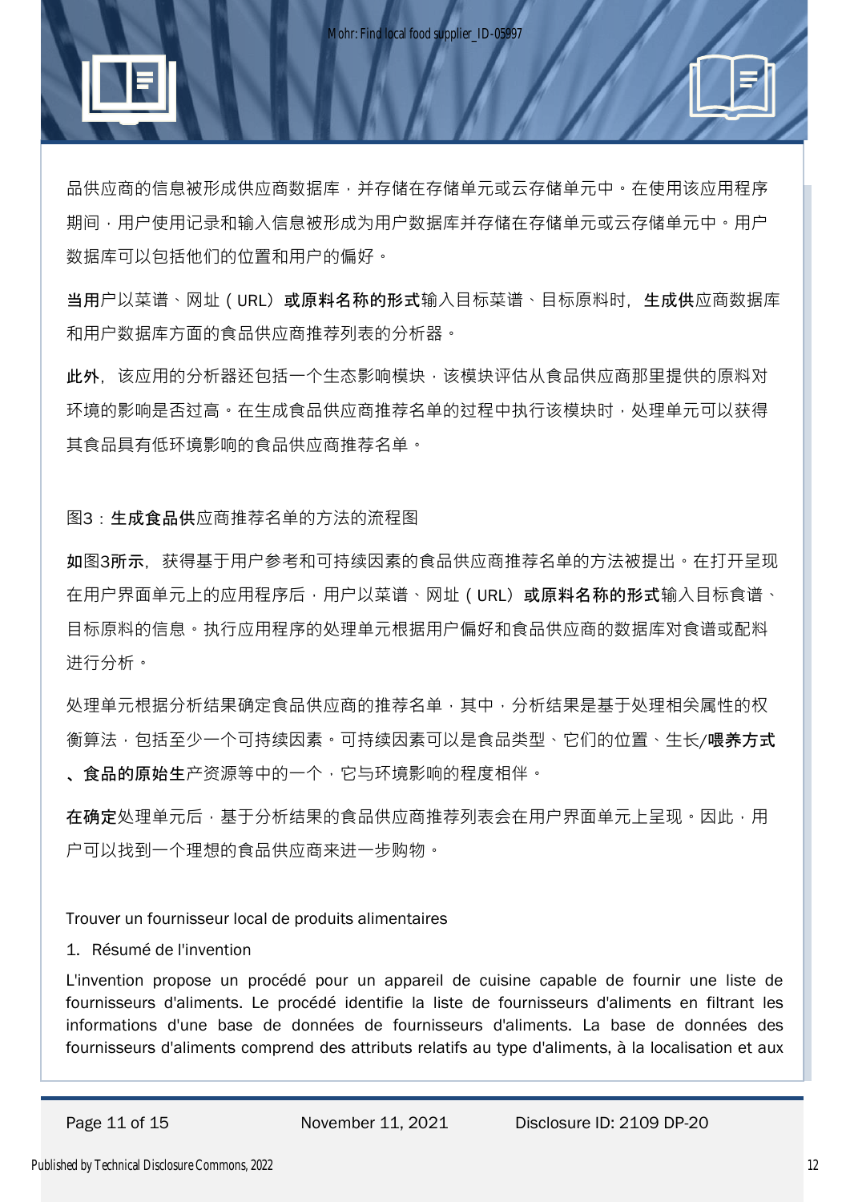品供应商的信息被形成供应商数据库，并存储在存储单元或云存储单元中。在使用该应用程序期间，用户使用记录和输入信息被形成为用户数据库并存储在存储单元或云存储单元中。用户数据库可以包括他们的位置和用户的偏好。

**当用**户以菜谱、网址（URL）**或原料名称的形式**输入目标菜谱、目标原料时，**生成供**应商数据库和用户数据库方面的食品供应商推荐列表的分析器。

**此外**，该应用的分析器还包括一个生态影响模块，该模块评估从食品供应商那里提供的原料对环境的影响是否过高。在生成食品供应商推荐名单的过程中执行该模块时，处理单元可以获得其食品具有低环境影响的食品供应商推荐名单。

图3：**生成食品供**应商推荐名单的方法的流程图

**如图3所示**，获得基于用户参考和可持续因素的食品供应商推荐名单的方法被提出。在打开呈现在用户界面单元上的应用程序后，用户以菜谱、网址（URL）**或原料名称的形式**输入目标食谱、目标原料的信息。执行应用程序的处理单元根据用户偏好和食品供应商的数据库对食谱或配料进行分析。

处理单元根据分析结果确定食品供应商的推荐名单，其中，分析结果是基于处理相关属性的权衡算法，包括至少一个可持续因素。可持续因素可以是食品类型、它们的位置、生长/**喂养方式、食品的原始生**产资源等中的一个，它与环境影响的程度相伴。

**在确定**处理单元后，基于分析结果的食品供应商推荐列表会在用户界面单元上呈现。因此，用户可以找到一个理想的食品供应商来进一步购物。

Trouver un fournisseur local de produits alimentaires

1. Résumé de l'invention

L'invention propose un procédé pour un appareil de cuisine capable de fournir une liste de fournisseurs d'aliments. Le procédé identifie la liste de fournisseurs d'aliments en filtrant les informations d'une base de données de fournisseurs d'aliments. La base de données des fournisseurs d'aliments comprend des attributs relatifs au type d'aliments, à la localisation et aux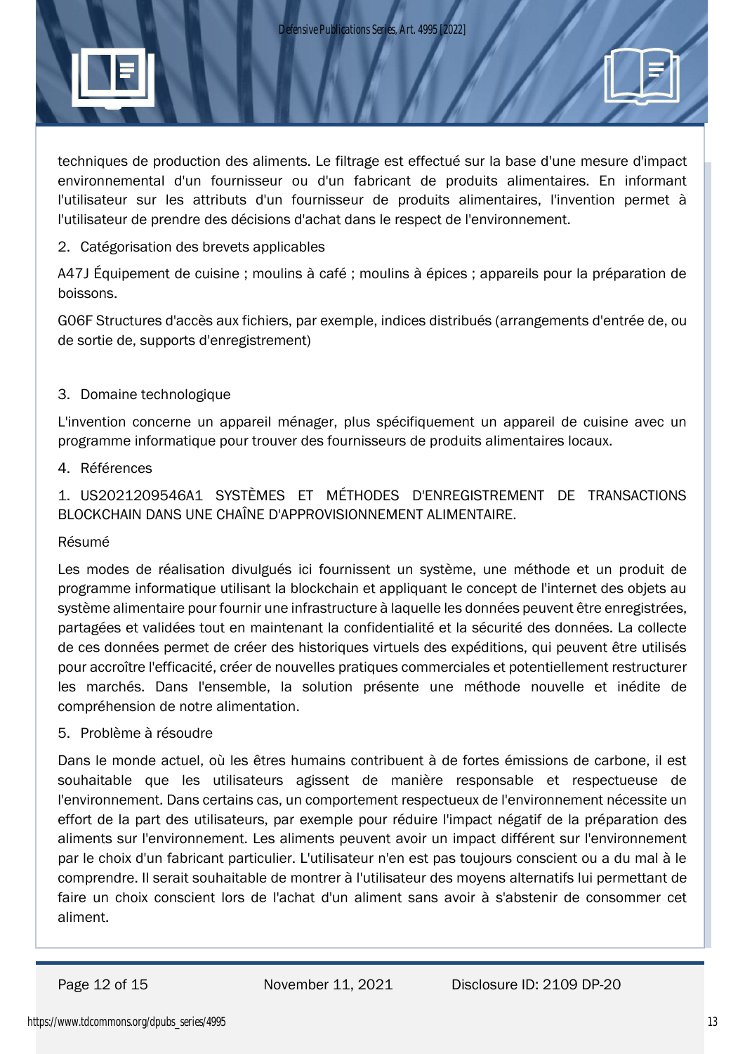techniques de production des aliments. Le filtrage est effectué sur la base d'une mesure d'impact environnemental d'un fournisseur ou d'un fabricant de produits alimentaires. En informant l'utilisateur sur les attributs d'un fournisseur de produits alimentaires, l'invention permet à l'utilisateur de prendre des décisions d'achat dans le respect de l'environnement.

2. Catégorisation des brevets applicables

A47J Équipement de cuisine ; moulins à café ; moulins à épices ; appareils pour la préparation de boissons.

G06F Structures d'accès aux fichiers, par exemple, indices distribués (arrangements d'entrée de, ou de sortie de, supports d'enregistrement)

3. Domaine technologique

L'invention concerne un appareil ménager, plus spécifiquement un appareil de cuisine avec un programme informatique pour trouver des fournisseurs de produits alimentaires locaux.

4. Références

1. US2021209546A1 SYSTÈMES ET MÉTHODES D'ENREGISTREMENT DE TRANSACTIONS BLOCKCHAIN DANS UNE CHAÎNE D'APPROVISIONNEMENT ALIMENTAIRE.

Résumé

Les modes de réalisation divulgués ici fournissent un système, une méthode et un produit de programme informatique utilisant la blockchain et appliquant le concept de l'internet des objets au système alimentaire pour fournir une infrastructure à laquelle les données peuvent être enregistrées, partagées et validées tout en maintenant la confidentialité et la sécurité des données. La collecte de ces données permet de créer des historiques virtuels des expéditions, qui peuvent être utilisés pour accroître l'efficacité, créer de nouvelles pratiques commerciales et potentiellement restructurer les marchés. Dans l'ensemble, la solution présente une méthode nouvelle et inédite de compréhension de notre alimentation.

5. Problème à résoudre

Dans le monde actuel, où les êtres humains contribuent à de fortes émissions de carbone, il est souhaitable que les utilisateurs agissent de manière responsable et respectueuse de l'environnement. Dans certains cas, un comportement respectueux de l'environnement nécessite un effort de la part des utilisateurs, par exemple pour réduire l'impact négatif de la préparation des aliments sur l'environnement. Les aliments peuvent avoir un impact différent sur l'environnement par le choix d'un fabricant particulier. L'utilisateur n'en est pas toujours conscient ou a du mal à le comprendre. Il serait souhaitable de montrer à l'utilisateur des moyens alternatifs lui permettant de faire un choix conscient lors de l'achat d'un aliment sans avoir à s'abstenir de consommer cet aliment.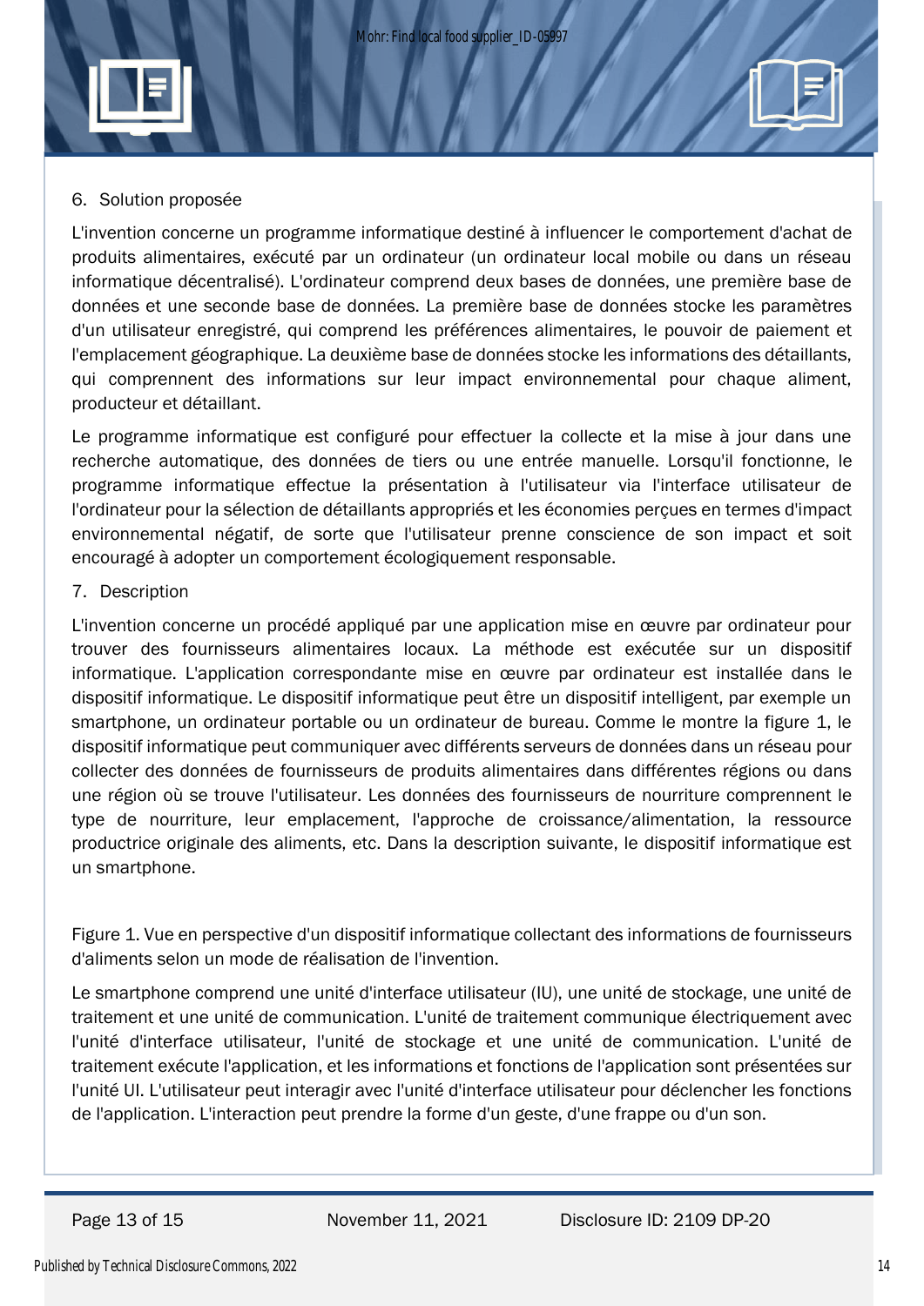6. Solution proposée

L'invention concerne un programme informatique destiné à influencer le comportement d'achat de produits alimentaires, exécuté par un ordinateur (un ordinateur local mobile ou dans un réseau informatique décentralisé). L'ordinateur comprend deux bases de données, une première base de données et une seconde base de données. La première base de données stocke les paramètres d'un utilisateur enregistré, qui comprend les préférences alimentaires, le pouvoir de paiement et l'emplacement géographique. La deuxième base de données stocke les informations des détaillants, qui comprennent des informations sur leur impact environnemental pour chaque aliment, producteur et détaillant.

Le programme informatique est configuré pour effectuer la collecte et la mise à jour dans une recherche automatique, des données de tiers ou une entrée manuelle. Lorsqu'il fonctionne, le programme informatique effectue la présentation à l'utilisateur via l'interface utilisateur de l'ordinateur pour la sélection de détaillants appropriés et les économies perçues en termes d'impact environnemental négatif, de sorte que l'utilisateur prenne conscience de son impact et soit encouragé à adopter un comportement écologiquement responsable.

7. Description

L'invention concerne un procédé appliqué par une application mise en œuvre par ordinateur pour trouver des fournisseurs alimentaires locaux. La méthode est exécutée sur un dispositif informatique. L'application correspondante mise en œuvre par ordinateur est installée dans le dispositif informatique. Le dispositif informatique peut être un dispositif intelligent, par exemple un smartphone, un ordinateur portable ou un ordinateur de bureau. Comme le montre la figure 1, le dispositif informatique peut communiquer avec différents serveurs de données dans un réseau pour collecter des données de fournisseurs de produits alimentaires dans différentes régions ou dans une région où se trouve l'utilisateur. Les données des fournisseurs de nourriture comprennent le type de nourriture, leur emplacement, l'approche de croissance/alimentation, la ressource productrice originale des aliments, etc. Dans la description suivante, le dispositif informatique est un smartphone.

Figure 1. Vue en perspective d'un dispositif informatique collectant des informations de fournisseurs d'aliments selon un mode de réalisation de l'invention.

Le smartphone comprend une unité d'interface utilisateur (IU), une unité de stockage, une unité de traitement et une unité de communication. L'unité de traitement communique électriquement avec l'unité d'interface utilisateur, l'unité de stockage et une unité de communication. L'unité de traitement exécute l'application, et les informations et fonctions de l'application sont présentées sur l'unité UI. L'utilisateur peut interagir avec l'unité d'interface utilisateur pour déclencher les fonctions de l'application. L'interaction peut prendre la forme d'un geste, d'une frappe ou d'un son.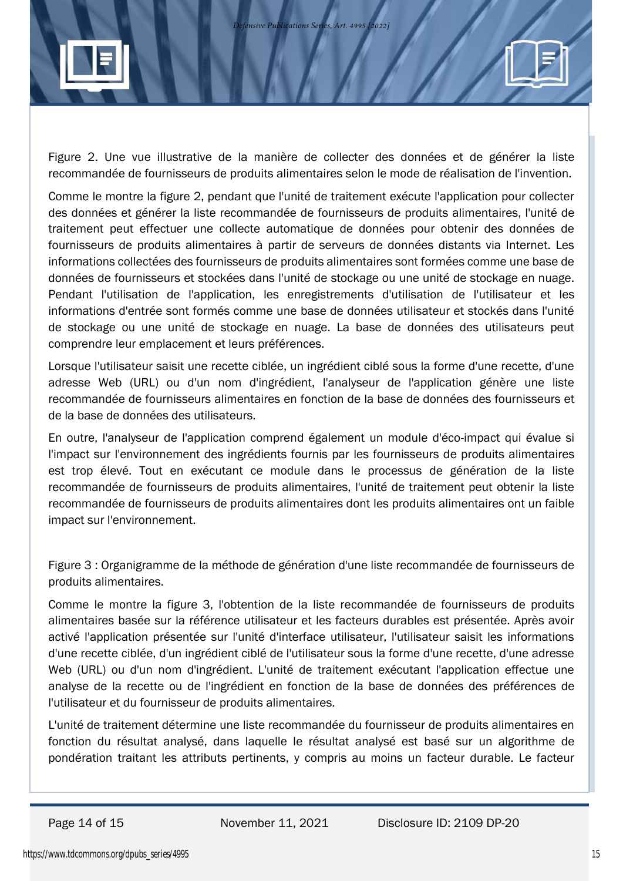Figure 2. Une vue illustrative de la manière de collecter des données et de générer la liste recommandée de fournisseurs de produits alimentaires selon le mode de réalisation de l'invention.

Comme le montre la figure 2, pendant que l'unité de traitement exécute l'application pour collecter des données et générer la liste recommandée de fournisseurs de produits alimentaires, l'unité de traitement peut effectuer une collecte automatique de données pour obtenir des données de fournisseurs de produits alimentaires à partir de serveurs de données distants via Internet. Les informations collectées des fournisseurs de produits alimentaires sont formées comme une base de données de fournisseurs et stockées dans l'unité de stockage ou une unité de stockage en nuage. Pendant l'utilisation de l'application, les enregistrements d'utilisation de l'utilisateur et les informations d'entrée sont formés comme une base de données utilisateur et stockés dans l'unité de stockage ou une unité de stockage en nuage. La base de données des utilisateurs peut comprendre leur emplacement et leurs préférences.

Lorsque l'utilisateur saisit une recette ciblée, un ingrédient ciblé sous la forme d'une recette, d'une adresse Web (URL) ou d'un nom d'ingrédient, l'analyseur de l'application génère une liste recommandée de fournisseurs alimentaires en fonction de la base de données des fournisseurs et de la base de données des utilisateurs.

En outre, l'analyseur de l'application comprend également un module d'éco-impact qui évalue si l'impact sur l'environnement des ingrédients fournis par les fournisseurs de produits alimentaires est trop élevé. Tout en exécutant ce module dans le processus de génération de la liste recommandée de fournisseurs de produits alimentaires, l'unité de traitement peut obtenir la liste recommandée de fournisseurs de produits alimentaires dont les produits alimentaires ont un faible impact sur l'environnement.

Figure 3 : Organigramme de la méthode de génération d'une liste recommandée de fournisseurs de produits alimentaires.

Comme le montre la figure 3, l'obtention de la liste recommandée de fournisseurs de produits alimentaires basée sur la référence utilisateur et les facteurs durables est présentée. Après avoir activé l'application présentée sur l'unité d'interface utilisateur, l'utilisateur saisit les informations d'une recette ciblée, d'un ingrédient ciblé de l'utilisateur sous la forme d'une recette, d'une adresse Web (URL) ou d'un nom d'ingrédient. L'unité de traitement exécutant l'application effectue une analyse de la recette ou de l'ingrédient en fonction de la base de données des préférences de l'utilisateur et du fournisseur de produits alimentaires.

L'unité de traitement détermine une liste recommandée du fournisseur de produits alimentaires en fonction du résultat analysé, dans laquelle le résultat analysé est basé sur un algorithme de pondération traitant les attributs pertinents, y compris au moins un facteur durable. Le facteur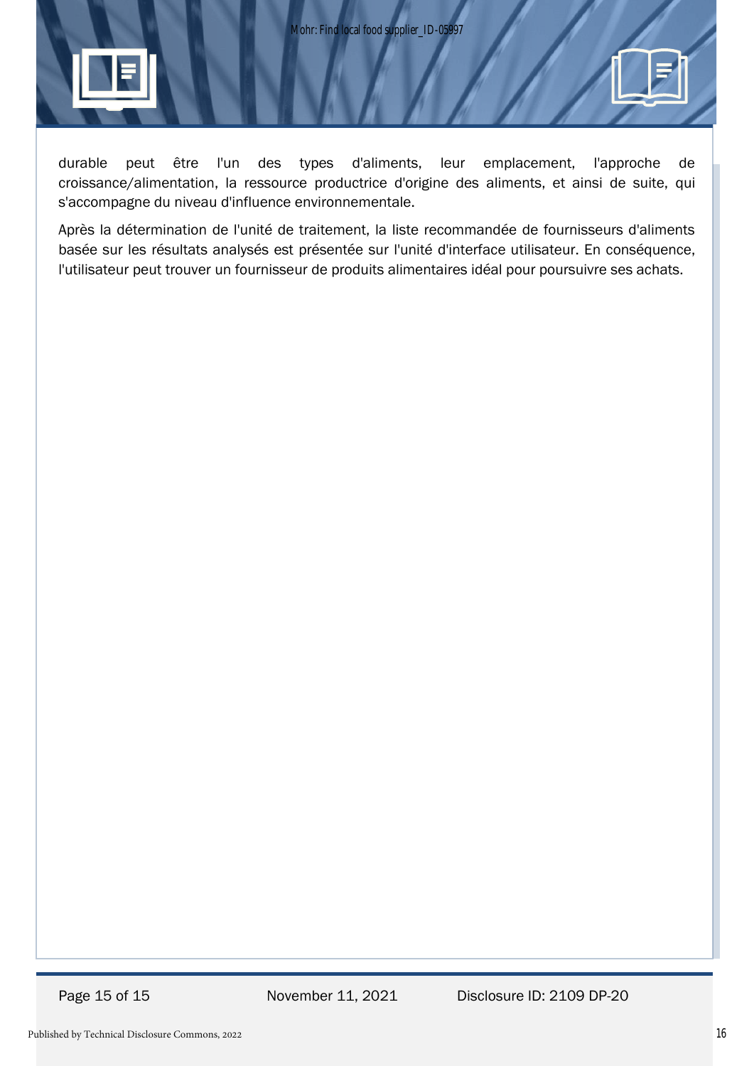durable peut être l'un des types d'aliments, leur emplacement, l'approche de croissance/alimentation, la ressource productrice d'origine des aliments, et ainsi de suite, qui s'accompagne du niveau d'influence environnementale.

Après la détermination de l'unité de traitement, la liste recommandée de fournisseurs d'aliments basée sur les résultats analysés est présentée sur l'unité d'interface utilisateur. En conséquence, l'utilisateur peut trouver un fournisseur de produits alimentaires idéal pour poursuivre ses achats.